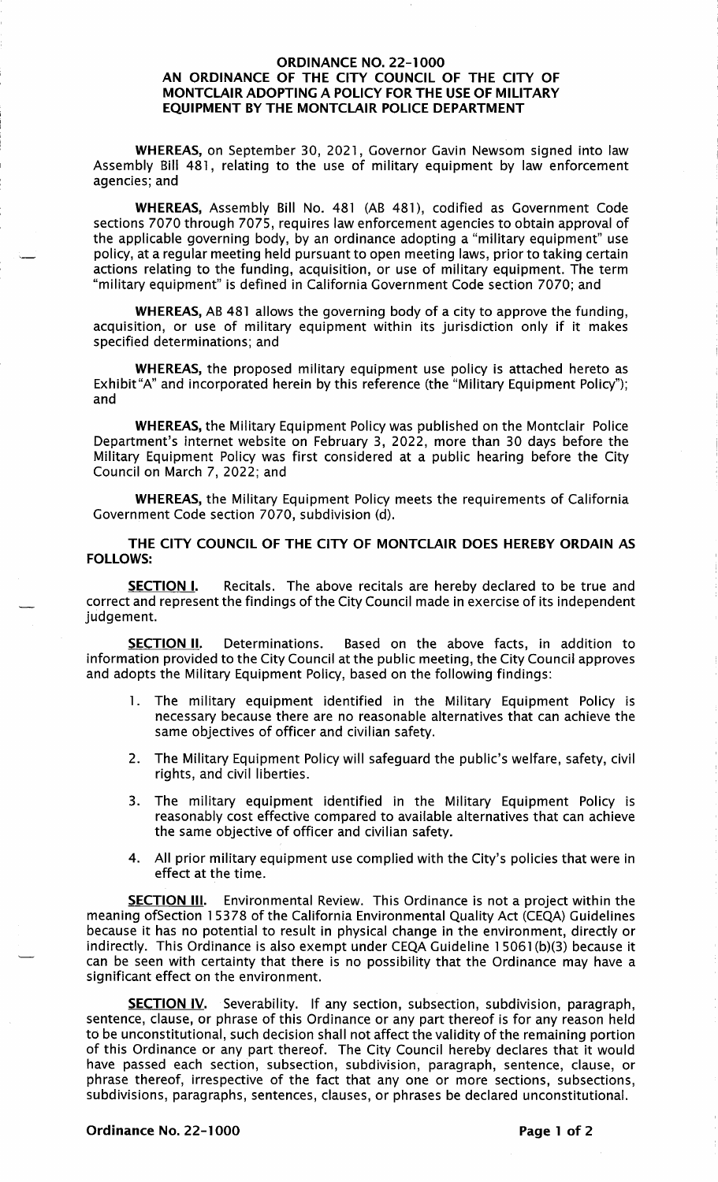# ORDINANCE NO. 22-1000
## AN ORDINANCE OF THE CITY COUNCIL OF THE CITY OF MONTCLAIR ADOPTING A POLICY FOR THE USE OF MILITARY EQUIPMENT BY THE MONTCLAIR POLICE DEPARTMENT

**WHEREAS,** on September 30, 2021, Governor Gavin Newsom signed into law Assembly Bill 481, relating to the use of military equipment by law enforcement agencies; and

**WHEREAS,** Assembly Bill No. 481 (AB 481), codified as Government Code sections 7070 through 7075, requires law enforcement agencies to obtain approval of the applicable governing body, by an ordinance adopting a "military equipment" use policy, at a regular meeting held pursuant to open meeting laws, prior to taking certain actions relating to the funding, acquisition, or use of military equipment. The term "military equipment" is defined in California Government Code section 7070; and

**WHEREAS,** AB 481 allows the governing body of a city to approve the funding, acquisition, or use of military equipment within its jurisdiction only if it makes specified determinations; and

**WHEREAS,** the proposed military equipment use policy is attached hereto as Exhibit"A" and incorporated herein by this reference (the "Military Equipment Policy"); and

**WHEREAS,** the Military Equipment Policy was published on the Montclair Police Department's internet website on February 3, 2022, more than 30 days before the Military Equipment Policy was first considered at a public hearing before the City Council on March 7, 2022; and

**WHEREAS,** the Military Equipment Policy meets the requirements of California Government Code section 7070, subdivision (d).

**THE CITY COUNCIL OF THE CITY OF MONTCLAIR DOES HEREBY ORDAIN AS FOLLOWS:**

**SECTION I.** Recitals. The above recitals are hereby declared to be true and correct and represent the findings of the City Council made in exercise of its independent judgement.

**SECTION II.** Determinations. Based on the above facts, in addition to information provided to the City Council at the public meeting, the City Council approves and adopts the Military Equipment Policy, based on the following findings:

1. The military equipment identified in the Military Equipment Policy is necessary because there are no reasonable alternatives that can achieve the same objectives of officer and civilian safety.
2. The Military Equipment Policy will safeguard the public's welfare, safety, civil rights, and civil liberties.
3. The military equipment identified in the Military Equipment Policy is reasonably cost effective compared to available alternatives that can achieve the same objective of officer and civilian safety.
4. All prior military equipment use complied with the City's policies that were in effect at the time.

**SECTION III.** Environmental Review. This Ordinance is not a project within the meaning ofSection 15378 of the California Environmental Quality Act (CEQA) Guidelines because it has no potential to result in physical change in the environment, directly or indirectly. This Ordinance is also exempt under CEQA Guideline 15061(b)(3) because it can be seen with certainty that there is no possibility that the Ordinance may have a significant effect on the environment.

**SECTION IV.** Severability. If any section, subsection, subdivision, paragraph, sentence, clause, or phrase of this Ordinance or any part thereof is for any reason held to be unconstitutional, such decision shall not affect the validity of the remaining portion of this Ordinance or any part thereof. The City Council hereby declares that it would have passed each section, subsection, subdivision, paragraph, sentence, clause, or phrase thereof, irrespective of the fact that any one or more sections, subsections, subdivisions, paragraphs, sentences, clauses, or phrases be declared unconstitutional.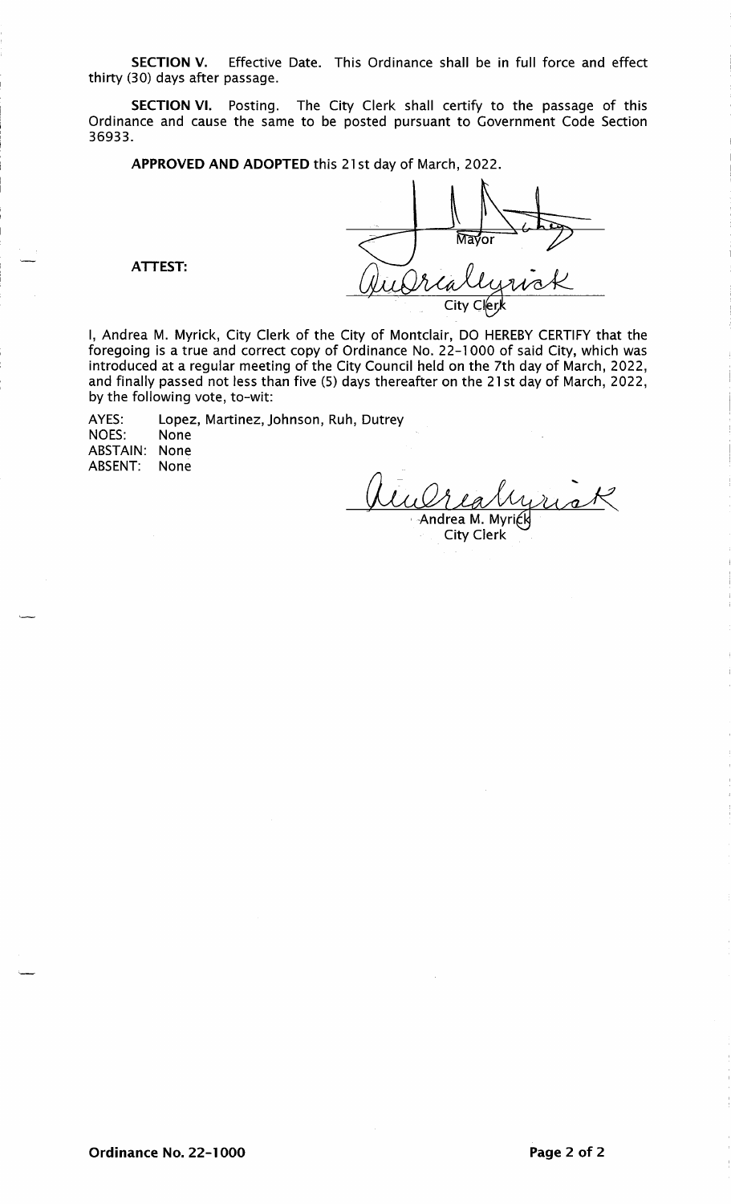**SECTION V.** Effective Date. This Ordinance shall be in full force and effect thirty (30) days after passage.

**SECTION VI.** Posting. The City Clerk shall certify to the passage of this Ordinance and cause the same to be posted pursuant to Government Code Section 36933.

**APPROVED AND ADOPTED** this 21st day of March, 2022.

Mayor

**ATTEST:**

City Clerk

I, Andrea M. Myrick, City Clerk of the City of Montclair, DO HEREBY CERTIFY that the foregoing is a true and correct copy of Ordinance No. 22-1000 of said City, which was introduced at a regular meeting of the City Council held on the 7th day of March, 2022, and finally passed not less than five (5) days thereafter on the 21st day of March, 2022, by the following vote, to-wit:

AYES: Lopez, Martinez, Johnson, Ruh, Dutrey
NOES: None
ABSTAIN: None
ABSENT: None

Andrea M. Myrick
City Clerk

**Ordinance No. 22-1000**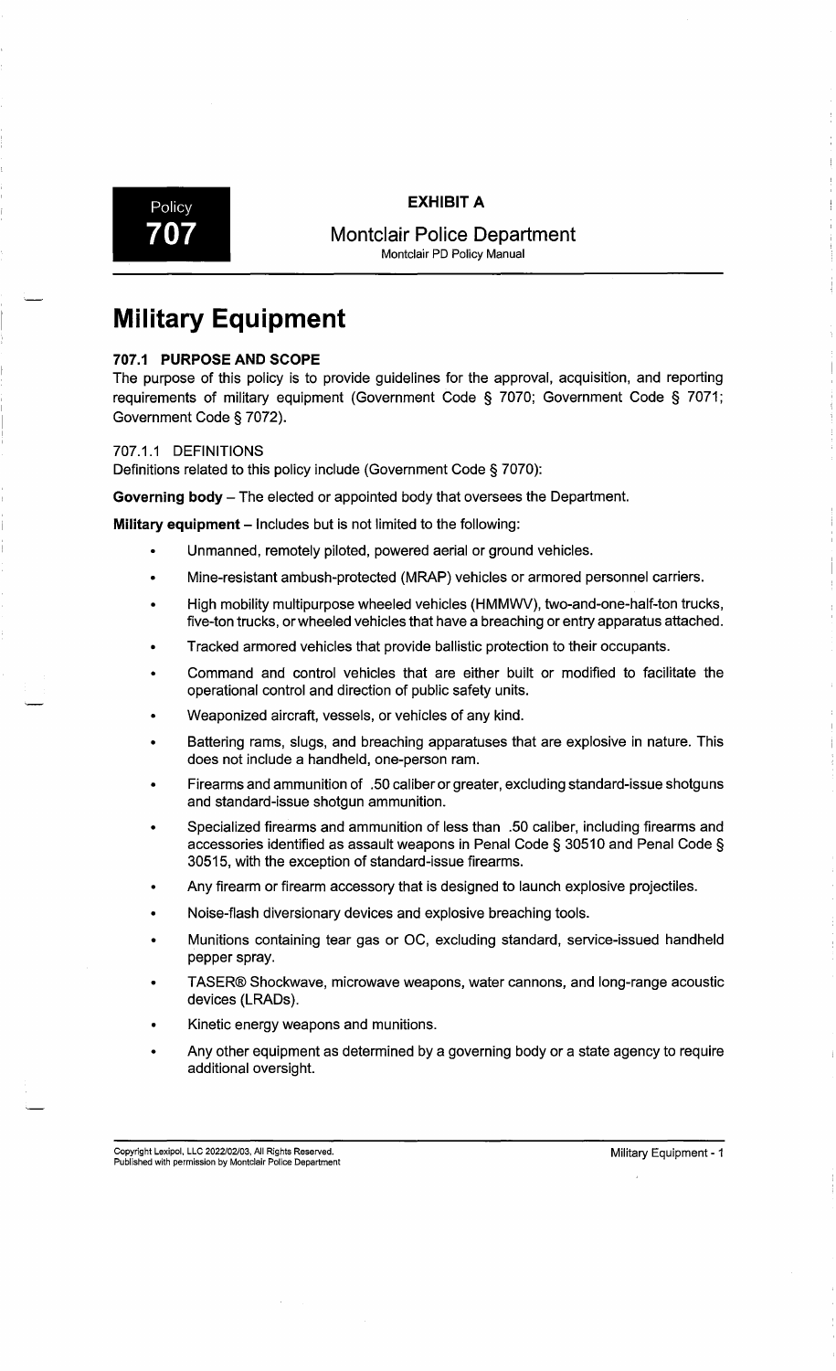**EXHIBIT A**

Policy 707

Montclair Police Department
Montclair PD Policy Manual

# Military Equipment

### 707.1 PURPOSE AND SCOPE

The purpose of this policy is to provide guidelines for the approval, acquisition, and reporting requirements of military equipment (Government Code § 7070; Government Code § 7071; Government Code § 7072).

#### 707.1.1 DEFINITIONS

Definitions related to this policy include (Government Code § 7070):

**Governing body** – The elected or appointed body that oversees the Department.

**Military equipment** – Includes but is not limited to the following:

- Unmanned, remotely piloted, powered aerial or ground vehicles.
- Mine-resistant ambush-protected (MRAP) vehicles or armored personnel carriers.
- High mobility multipurpose wheeled vehicles (HMMWV), two-and-one-half-ton trucks, five-ton trucks, or wheeled vehicles that have a breaching or entry apparatus attached.
- Tracked armored vehicles that provide ballistic protection to their occupants.
- Command and control vehicles that are either built or modified to facilitate the operational control and direction of public safety units.
- Weaponized aircraft, vessels, or vehicles of any kind.
- Battering rams, slugs, and breaching apparatuses that are explosive in nature. This does not include a handheld, one-person ram.
- Firearms and ammunition of .50 caliber or greater, excluding standard-issue shotguns and standard-issue shotgun ammunition.
- Specialized firearms and ammunition of less than .50 caliber, including firearms and accessories identified as assault weapons in Penal Code § 30510 and Penal Code § 30515, with the exception of standard-issue firearms.
- Any firearm or firearm accessory that is designed to launch explosive projectiles.
- Noise-flash diversionary devices and explosive breaching tools.
- Munitions containing tear gas or OC, excluding standard, service-issued handheld pepper spray.
- TASER® Shockwave, microwave weapons, water cannons, and long-range acoustic devices (LRADs).
- Kinetic energy weapons and munitions.
- Any other equipment as determined by a governing body or a state agency to require additional oversight.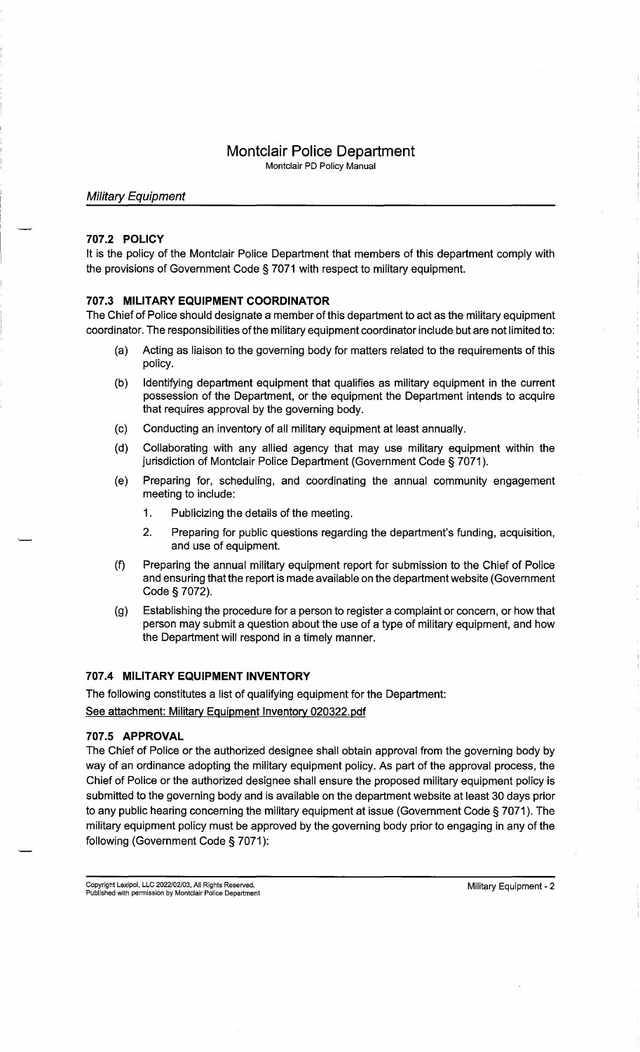### 707.2 POLICY

It is the policy of the Montclair Police Department that members of this department comply with the provisions of Government Code § 7071 with respect to military equipment.

### 707.3 MILITARY EQUIPMENT COORDINATOR

The Chief of Police should designate a member of this department to act as the military equipment coordinator. The responsibilities of the military equipment coordinator include but are not limited to:

- (a) Acting as liaison to the governing body for matters related to the requirements of this policy.
- (b) Identifying department equipment that qualifies as military equipment in the current possession of the Department, or the equipment the Department intends to acquire that requires approval by the governing body.
- (c) Conducting an inventory of all military equipment at least annually.
- (d) Collaborating with any allied agency that may use military equipment within the jurisdiction of Montclair Police Department (Government Code § 7071).
- (e) Preparing for, scheduling, and coordinating the annual community engagement meeting to include:
    1. Publicizing the details of the meeting.
    2. Preparing for public questions regarding the department's funding, acquisition, and use of equipment.
- (f) Preparing the annual military equipment report for submission to the Chief of Police and ensuring that the report is made available on the department website (Government Code § 7072).
- (g) Establishing the procedure for a person to register a complaint or concern, or how that person may submit a question about the use of a type of military equipment, and how the Department will respond in a timely manner.

### 707.4 MILITARY EQUIPMENT INVENTORY

The following constitutes a list of qualifying equipment for the Department:

See attachment: Military Equipment Inventory 020322.pdf

### 707.5 APPROVAL

The Chief of Police or the authorized designee shall obtain approval from the governing body by way of an ordinance adopting the military equipment policy. As part of the approval process, the Chief of Police or the authorized designee shall ensure the proposed military equipment policy is submitted to the governing body and is available on the department website at least 30 days prior to any public hearing concerning the military equipment at issue (Government Code § 7071). The military equipment policy must be approved by the governing body prior to engaging in any of the following (Government Code § 7071):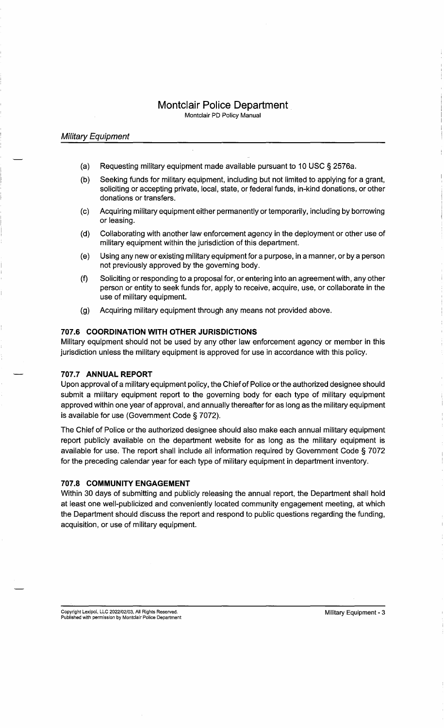(a) Requesting military equipment made available pursuant to 10 USC § 2576a.

(b) Seeking funds for military equipment, including but not limited to applying for a grant, soliciting or accepting private, local, state, or federal funds, in-kind donations, or other donations or transfers.

(c) Acquiring military equipment either permanently or temporarily, including by borrowing or leasing.

(d) Collaborating with another law enforcement agency in the deployment or other use of military equipment within the jurisdiction of this department.

(e) Using any new or existing military equipment for a purpose, in a manner, or by a person not previously approved by the governing body.

(f) Soliciting or responding to a proposal for, or entering into an agreement with, any other person or entity to seek funds for, apply to receive, acquire, use, or collaborate in the use of military equipment.

(g) Acquiring military equipment through any means not provided above.

### 707.6 COORDINATION WITH OTHER JURISDICTIONS

Military equipment should not be used by any other law enforcement agency or member in this jurisdiction unless the military equipment is approved for use in accordance with this policy.

### 707.7 ANNUAL REPORT

Upon approval of a military equipment policy, the Chief of Police or the authorized designee should submit a military equipment report to the governing body for each type of military equipment approved within one year of approval, and annually thereafter for as long as the military equipment is available for use (Government Code § 7072).

The Chief of Police or the authorized designee should also make each annual military equipment report publicly available on the department website for as long as the military equipment is available for use. The report shall include all information required by Government Code § 7072 for the preceding calendar year for each type of military equipment in department inventory.

### 707.8 COMMUNITY ENGAGEMENT

Within 30 days of submitting and publicly releasing the annual report, the Department shall hold at least one well-publicized and conveniently located community engagement meeting, at which the Department should discuss the report and respond to public questions regarding the funding, acquisition, or use of military equipment.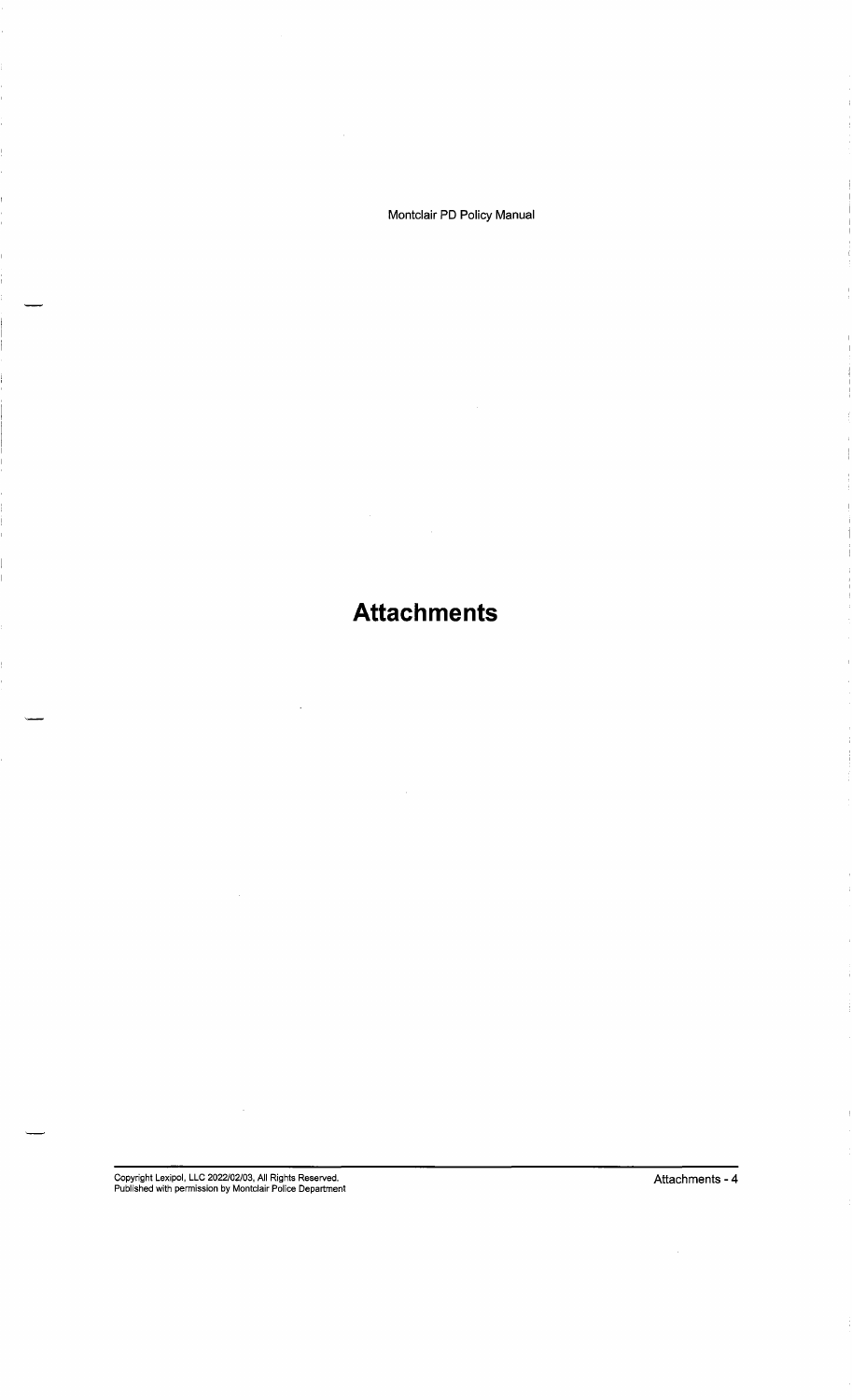# Attachments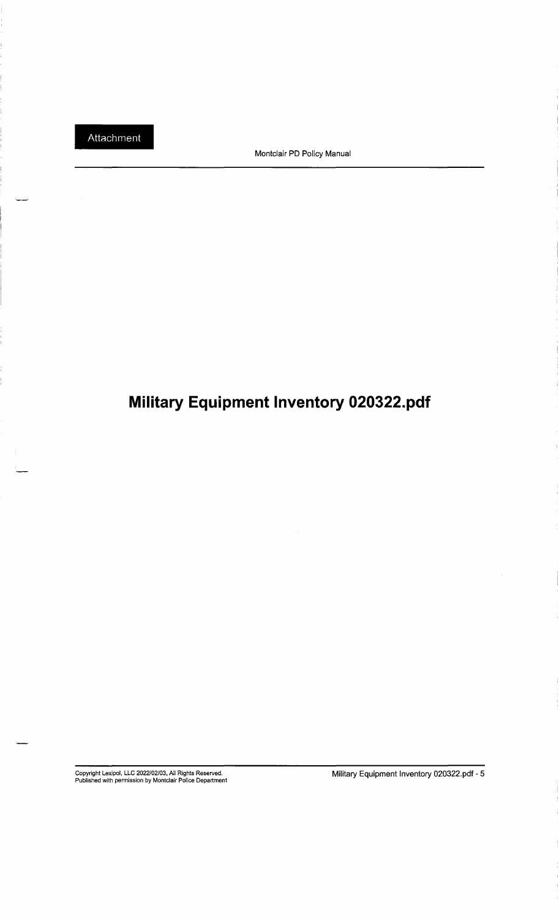Attachment

# Military Equipment Inventory 020322.pdf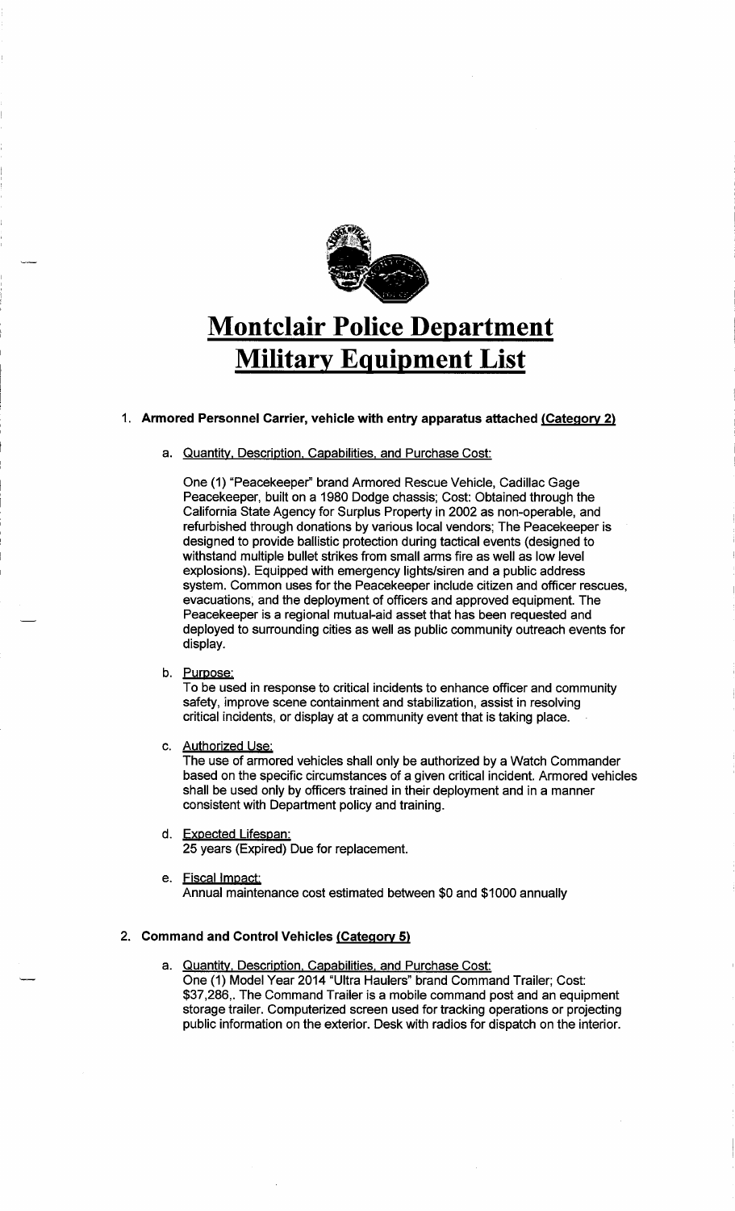# Montclair Police Department Military Equipment List

1. **Armored Personnel Carrier, vehicle with entry apparatus attached (Category 2)**

   a. Quantity, Description, Capabilities, and Purchase Cost:

   One (1) "Peacekeeper" brand Armored Rescue Vehicle, Cadillac Gage Peacekeeper, built on a 1980 Dodge chassis; Cost: Obtained through the California State Agency for Surplus Property in 2002 as non-operable, and refurbished through donations by various local vendors; The Peacekeeper is designed to provide ballistic protection during tactical events (designed to withstand multiple bullet strikes from small arms fire as well as low level explosions). Equipped with emergency lights/siren and a public address system. Common uses for the Peacekeeper include citizen and officer rescues, evacuations, and the deployment of officers and approved equipment. The Peacekeeper is a regional mutual-aid asset that has been requested and deployed to surrounding cities as well as public community outreach events for display.

   b. Purpose:
   To be used in response to critical incidents to enhance officer and community safety, improve scene containment and stabilization, assist in resolving critical incidents, or display at a community event that is taking place.

   c. Authorized Use:
   The use of armored vehicles shall only be authorized by a Watch Commander based on the specific circumstances of a given critical incident. Armored vehicles shall be used only by officers trained in their deployment and in a manner consistent with Department policy and training.

   d. Expected Lifespan:
   25 years (Expired) Due for replacement.

   e. Fiscal Impact:
   Annual maintenance cost estimated between $0 and $1000 annually

2. **Command and Control Vehicles (Category 5)**

   a. Quantity, Description, Capabilities, and Purchase Cost:
   One (1) Model Year 2014 "Ultra Haulers" brand Command Trailer; Cost: $37,286,. The Command Trailer is a mobile command post and an equipment storage trailer. Computerized screen used for tracking operations or projecting public information on the exterior. Desk with radios for dispatch on the interior.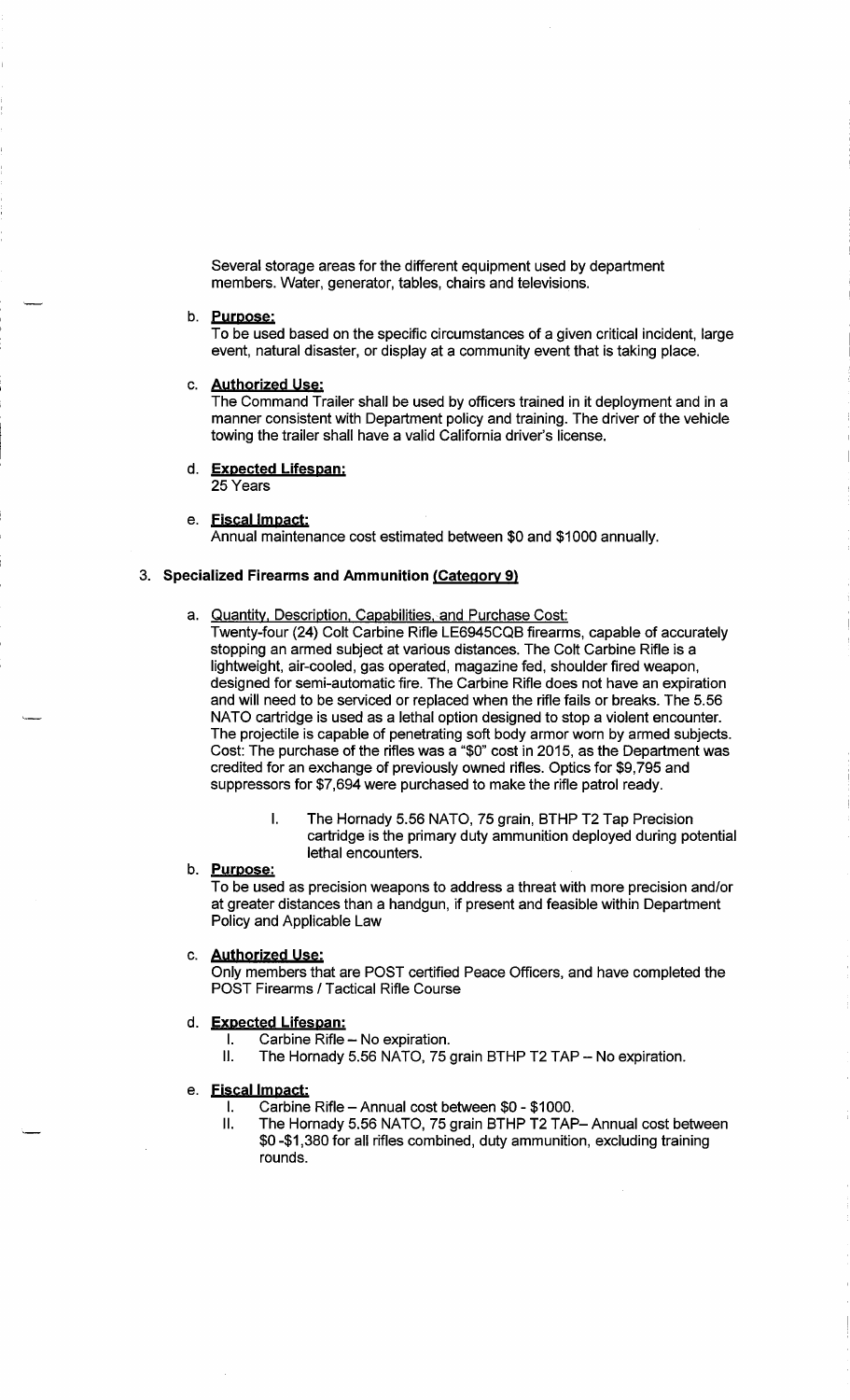Several storage areas for the different equipment used by department members. Water, generator, tables, chairs and televisions.

b. **Purpose:**
To be used based on the specific circumstances of a given critical incident, large event, natural disaster, or display at a community event that is taking place.

c. **Authorized Use:**
The Command Trailer shall be used by officers trained in it deployment and in a manner consistent with Department policy and training. The driver of the vehicle towing the trailer shall have a valid California driver's license.

d. **Expected Lifespan:**
25 Years

e. **Fiscal Impact:**
Annual maintenance cost estimated between $0 and $1000 annually.

### 3. Specialized Firearms and Ammunition (Category 9)

a. Quantity, Description, Capabilities, and Purchase Cost:
Twenty-four (24) Colt Carbine Rifle LE6945CQB firearms, capable of accurately stopping an armed subject at various distances. The Colt Carbine Rifle is a lightweight, air-cooled, gas operated, magazine fed, shoulder fired weapon, designed for semi-automatic fire. The Carbine Rifle does not have an expiration and will need to be serviced or replaced when the rifle fails or breaks. The 5.56 NATO cartridge is used as a lethal option designed to stop a violent encounter. The projectile is capable of penetrating soft body armor worn by armed subjects. Cost: The purchase of the rifles was a "$0" cost in 2015, as the Department was credited for an exchange of previously owned rifles. Optics for $9,795 and suppressors for $7,694 were purchased to make the rifle patrol ready.

I. The Hornady 5.56 NATO, 75 grain, BTHP T2 Tap Precision cartridge is the primary duty ammunition deployed during potential lethal encounters.

b. **Purpose:**
To be used as precision weapons to address a threat with more precision and/or at greater distances than a handgun, if present and feasible within Department Policy and Applicable Law

c. **Authorized Use:**
Only members that are POST certified Peace Officers, and have completed the POST Firearms / Tactical Rifle Course

d. **Expected Lifespan:**

I. Carbine Rifle – No expiration.
II. The Hornady 5.56 NATO, 75 grain BTHP T2 TAP – No expiration.

e. **Fiscal Impact:**

I. Carbine Rifle – Annual cost between $0 - $1000.
II. The Hornady 5.56 NATO, 75 grain BTHP T2 TAP– Annual cost between $0 -$1,380 for all rifles combined, duty ammunition, excluding training rounds.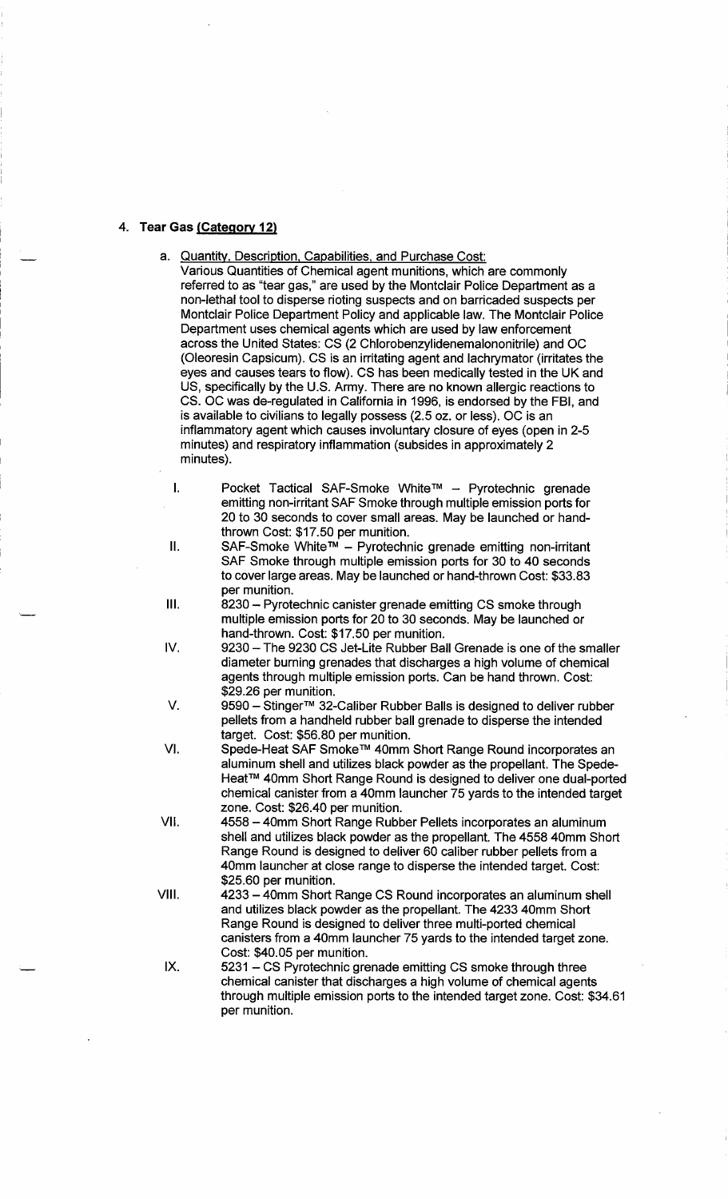## 4. Tear Gas (Category 12)

a. Quantity, Description, Capabilities, and Purchase Cost:

Various Quantities of Chemical agent munitions, which are commonly referred to as "tear gas," are used by the Montclair Police Department as a non-lethal tool to disperse rioting suspects and on barricaded suspects per Montclair Police Department Policy and applicable law. The Montclair Police Department uses chemical agents which are used by law enforcement across the United States: CS (2 Chlorobenzylidenemalononitrile) and OC (Oleoresin Capsicum). CS is an irritating agent and lachrymator (irritates the eyes and causes tears to flow). CS has been medically tested in the UK and US, specifically by the U.S. Army. There are no known allergic reactions to CS. OC was de-regulated in California in 1996, is endorsed by the FBI, and is available to civilians to legally possess (2.5 oz. or less). OC is an inflammatory agent which causes involuntary closure of eyes (open in 2-5 minutes) and respiratory inflammation (subsides in approximately 2 minutes).

I. Pocket Tactical SAF-Smoke White™ – Pyrotechnic grenade emitting non-irritant SAF Smoke through multiple emission ports for 20 to 30 seconds to cover small areas. May be launched or hand-thrown Cost: $17.50 per munition.

II. SAF-Smoke White™ – Pyrotechnic grenade emitting non-irritant SAF Smoke through multiple emission ports for 30 to 40 seconds to cover large areas. May be launched or hand-thrown Cost: $33.83 per munition.

III. 8230 – Pyrotechnic canister grenade emitting CS smoke through multiple emission ports for 20 to 30 seconds. May be launched or hand-thrown. Cost: $17.50 per munition.

IV. 9230 – The 9230 CS Jet-Lite Rubber Ball Grenade is one of the smaller diameter burning grenades that discharges a high volume of chemical agents through multiple emission ports. Can be hand thrown. Cost: $29.26 per munition.

V. 9590 – Stinger™ 32-Caliber Rubber Balls is designed to deliver rubber pellets from a handheld rubber ball grenade to disperse the intended target. Cost: $56.80 per munition.

VI. Spede-Heat SAF Smoke™ 40mm Short Range Round incorporates an aluminum shell and utilizes black powder as the propellant. The Spede-Heat™ 40mm Short Range Round is designed to deliver one dual-ported chemical canister from a 40mm launcher 75 yards to the intended target zone. Cost: $26.40 per munition.

VII. 4558 – 40mm Short Range Rubber Pellets incorporates an aluminum shell and utilizes black powder as the propellant. The 4558 40mm Short Range Round is designed to deliver 60 caliber rubber pellets from a 40mm launcher at close range to disperse the intended target. Cost: $25.60 per munition.

VIII. 4233 – 40mm Short Range CS Round incorporates an aluminum shell and utilizes black powder as the propellant. The 4233 40mm Short Range Round is designed to deliver three multi-ported chemical canisters from a 40mm launcher 75 yards to the intended target zone. Cost: $40.05 per munition.

IX. 5231 – CS Pyrotechnic grenade emitting CS smoke through three chemical canister that discharges a high volume of chemical agents through multiple emission ports to the intended target zone. Cost: $34.61 per munition.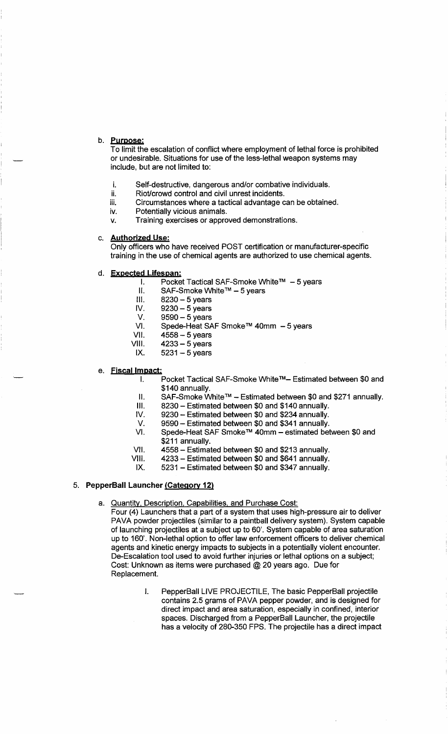b. **Purpose:**
To limit the escalation of conflict where employment of lethal force is prohibited or undesirable. Situations for use of the less-lethal weapon systems may include, but are not limited to:

   i. Self-destructive, dangerous and/or combative individuals.
   ii. Riot/crowd control and civil unrest incidents.
   iii. Circumstances where a tactical advantage can be obtained.
   iv. Potentially vicious animals.
   v. Training exercises or approved demonstrations.

c. **Authorized Use:**
Only officers who have received POST certification or manufacturer-specific training in the use of chemical agents are authorized to use chemical agents.

d. **Expected Lifespan:**

   I. Pocket Tactical SAF-Smoke White™ – 5 years
   II. SAF-Smoke White™ – 5 years
   III. 8230 – 5 years
   IV. 9230 – 5 years
   V. 9590 – 5 years
   VI. Spede-Heat SAF Smoke™ 40mm – 5 years
   VII. 4558 – 5 years
   VIII. 4233 – 5 years
   IX. 5231 – 5 years

e. **Fiscal Impact:**

   I. Pocket Tactical SAF-Smoke White™– Estimated between $0 and $140 annually.
   II. SAF-Smoke White™ – Estimated between $0 and $271 annually.
   III. 8230 – Estimated between $0 and $140 annually.
   IV. 9230 – Estimated between $0 and $234 annually.
   V. 9590 – Estimated between $0 and $341 annually.
   VI. Spede-Heat SAF Smoke™ 40mm – estimated between $0 and $211 annually.
   VII. 4558 – Estimated between $0 and $213 annually.
   VIII. 4233 – Estimated between $0 and $641 annually.
   IX. 5231 – Estimated between $0 and $347 annually.

5. **PepperBall Launcher (Category 12)**

   a. Quantity, Description, Capabilities, and Purchase Cost:
   Four (4) Launchers that a part of a system that uses high-pressure air to deliver PAVA powder projectiles (similar to a paintball delivery system). System capable of launching projectiles at a subject up to 60'. System capable of area saturation up to 160'. Non-lethal option to offer law enforcement officers to deliver chemical agents and kinetic energy impacts to subjects in a potentially violent encounter. De-Escalation tool used to avoid further injuries or lethal options on a subject; Cost: Unknown as items were purchased @ 20 years ago. Due for Replacement.

      I. PepperBall LIVE PROJECTILE, The basic PepperBall projectile contains 2.5 grams of PAVA pepper powder, and is designed for direct impact and area saturation, especially in confined, interior spaces. Discharged from a PepperBall Launcher, the projectile has a velocity of 280-350 FPS. The projectile has a direct impact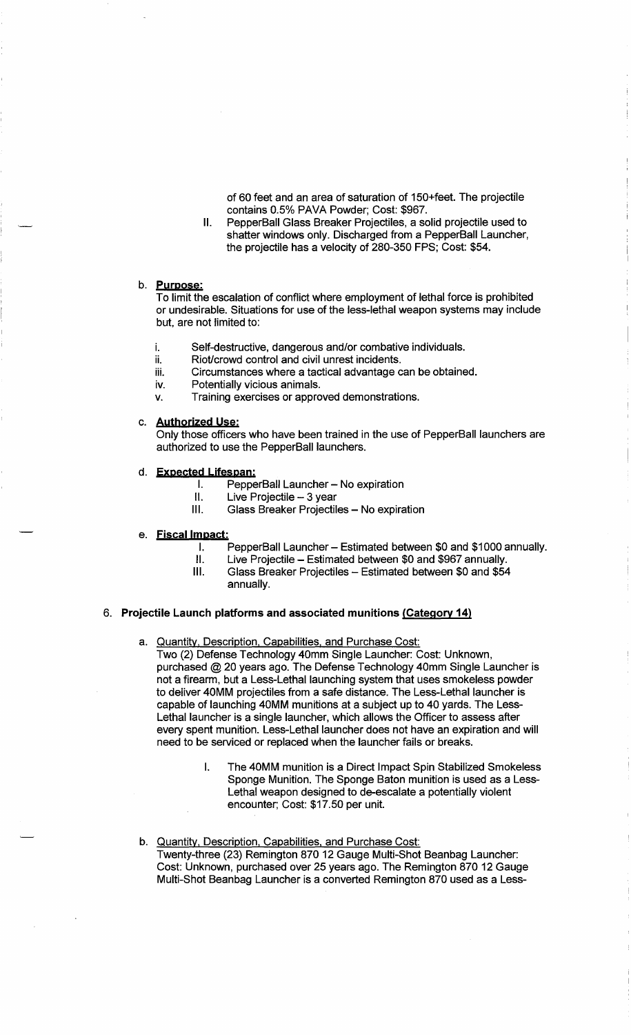of 60 feet and an area of saturation of 150+feet. The projectile contains 0.5% PAVA Powder; Cost: $967.

II. PepperBall Glass Breaker Projectiles, a solid projectile used to shatter windows only. Discharged from a PepperBall Launcher, the projectile has a velocity of 280-350 FPS; Cost: $54.

b. **Purpose:**
To limit the escalation of conflict where employment of lethal force is prohibited or undesirable. Situations for use of the less-lethal weapon systems may include but, are not limited to:

i. Self-destructive, dangerous and/or combative individuals.
ii. Riot/crowd control and civil unrest incidents.
iii. Circumstances where a tactical advantage can be obtained.
iv. Potentially vicious animals.
v. Training exercises or approved demonstrations.

c. **Authorized Use:**
Only those officers who have been trained in the use of PepperBall launchers are authorized to use the PepperBall launchers.

d. **Expected Lifespan:**

I. PepperBall Launcher – No expiration
II. Live Projectile – 3 year
III. Glass Breaker Projectiles – No expiration

e. **Fiscal Impact:**

I. PepperBall Launcher – Estimated between $0 and $1000 annually.
II. Live Projectile – Estimated between $0 and $967 annually.
III. Glass Breaker Projectiles – Estimated between $0 and $54 annually.

6. **Projectile Launch platforms and associated munitions (Category 14)**

a. Quantity, Description, Capabilities, and Purchase Cost:
Two (2) Defense Technology 40mm Single Launcher: Cost: Unknown, purchased @ 20 years ago. The Defense Technology 40mm Single Launcher is not a firearm, but a Less-Lethal launching system that uses smokeless powder to deliver 40MM projectiles from a safe distance. The Less-Lethal launcher is capable of launching 40MM munitions at a subject up to 40 yards. The Less-Lethal launcher is a single launcher, which allows the Officer to assess after every spent munition. Less-Lethal launcher does not have an expiration and will need to be serviced or replaced when the launcher fails or breaks.

I. The 40MM munition is a Direct Impact Spin Stabilized Smokeless Sponge Munition. The Sponge Baton munition is used as a Less-Lethal weapon designed to de-escalate a potentially violent encounter; Cost: $17.50 per unit.

b. Quantity, Description, Capabilities, and Purchase Cost:
Twenty-three (23) Remington 870 12 Gauge Multi-Shot Beanbag Launcher: Cost: Unknown, purchased over 25 years ago. The Remington 870 12 Gauge Multi-Shot Beanbag Launcher is a converted Remington 870 used as a Less-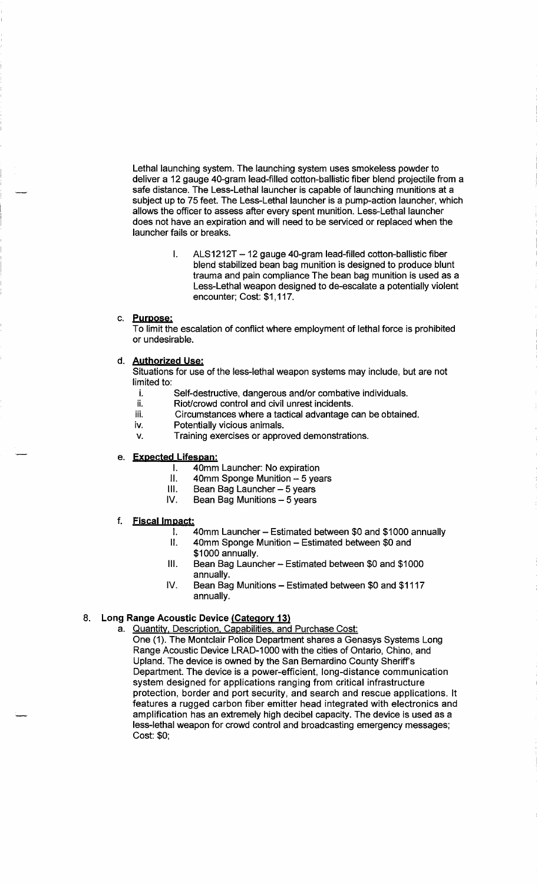Lethal launching system. The launching system uses smokeless powder to deliver a 12 gauge 40-gram lead-filled cotton-ballistic fiber blend projectile from a safe distance. The Less-Lethal launcher is capable of launching munitions at a subject up to 75 feet. The Less-Lethal launcher is a pump-action launcher, which allows the officer to assess after every spent munition. Less-Lethal launcher does not have an expiration and will need to be serviced or replaced when the launcher fails or breaks.

I. ALS1212T – 12 gauge 40-gram lead-filled cotton-ballistic fiber blend stabilized bean bag munition is designed to produce blunt trauma and pain compliance The bean bag munition is used as a Less-Lethal weapon designed to de-escalate a potentially violent encounter; Cost: $1,117.

c. **Purpose:**

To limit the escalation of conflict where employment of lethal force is prohibited or undesirable.

d. **Authorized Use:**

Situations for use of the less-lethal weapon systems may include, but are not limited to:

i. Self-destructive, dangerous and/or combative individuals.
ii. Riot/crowd control and civil unrest incidents.
iii. Circumstances where a tactical advantage can be obtained.
iv. Potentially vicious animals.
v. Training exercises or approved demonstrations.

e. **Expected Lifespan:**

I. 40mm Launcher: No expiration
II. 40mm Sponge Munition – 5 years
III. Bean Bag Launcher – 5 years
IV. Bean Bag Munitions – 5 years

f. **Fiscal Impact:**

I. 40mm Launcher – Estimated between $0 and $1000 annually
II. 40mm Sponge Munition – Estimated between $0 and $1000 annually.
III. Bean Bag Launcher – Estimated between $0 and $1000 annually.
IV. Bean Bag Munitions – Estimated between $0 and $1117 annually.

## 8. Long Range Acoustic Device (Category 13)

a. Quantity, Description, Capabilities, and Purchase Cost:

One (1). The Montclair Police Department shares a Genasys Systems Long Range Acoustic Device LRAD-1000 with the cities of Ontario, Chino, and Upland. The device is owned by the San Bernardino County Sheriff's Department. The device is a power-efficient, long-distance communication system designed for applications ranging from critical infrastructure protection, border and port security, and search and rescue applications. It features a rugged carbon fiber emitter head integrated with electronics and amplification has an extremely high decibel capacity. The device is used as a less-lethal weapon for crowd control and broadcasting emergency messages; Cost: $0;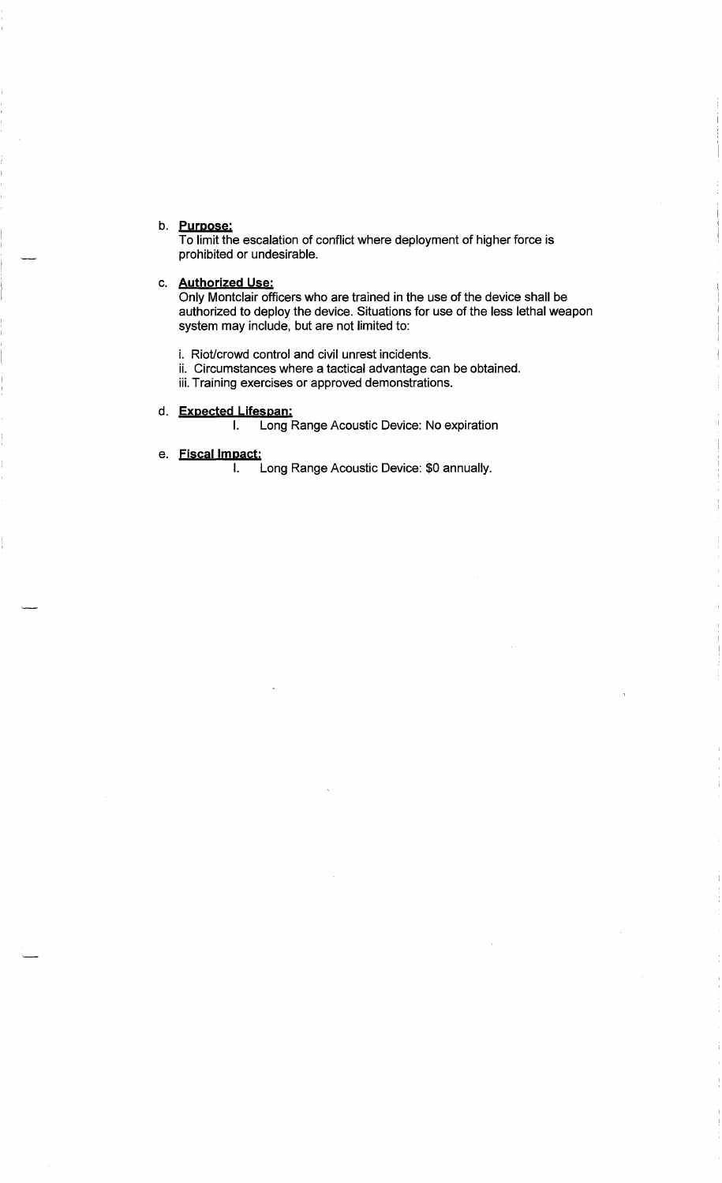b. **Purpose:**
   To limit the escalation of conflict where deployment of higher force is prohibited or undesirable.

c. **Authorized Use:**
   Only Montclair officers who are trained in the use of the device shall be authorized to deploy the device. Situations for use of the less lethal weapon system may include, but are not limited to:

   i. Riot/crowd control and civil unrest incidents.
   ii. Circumstances where a tactical advantage can be obtained.
   iii. Training exercises or approved demonstrations.

d. **Expected Lifespan:**
   I. Long Range Acoustic Device: No expiration

e. **Fiscal Impact:**
   I. Long Range Acoustic Device: $0 annually.